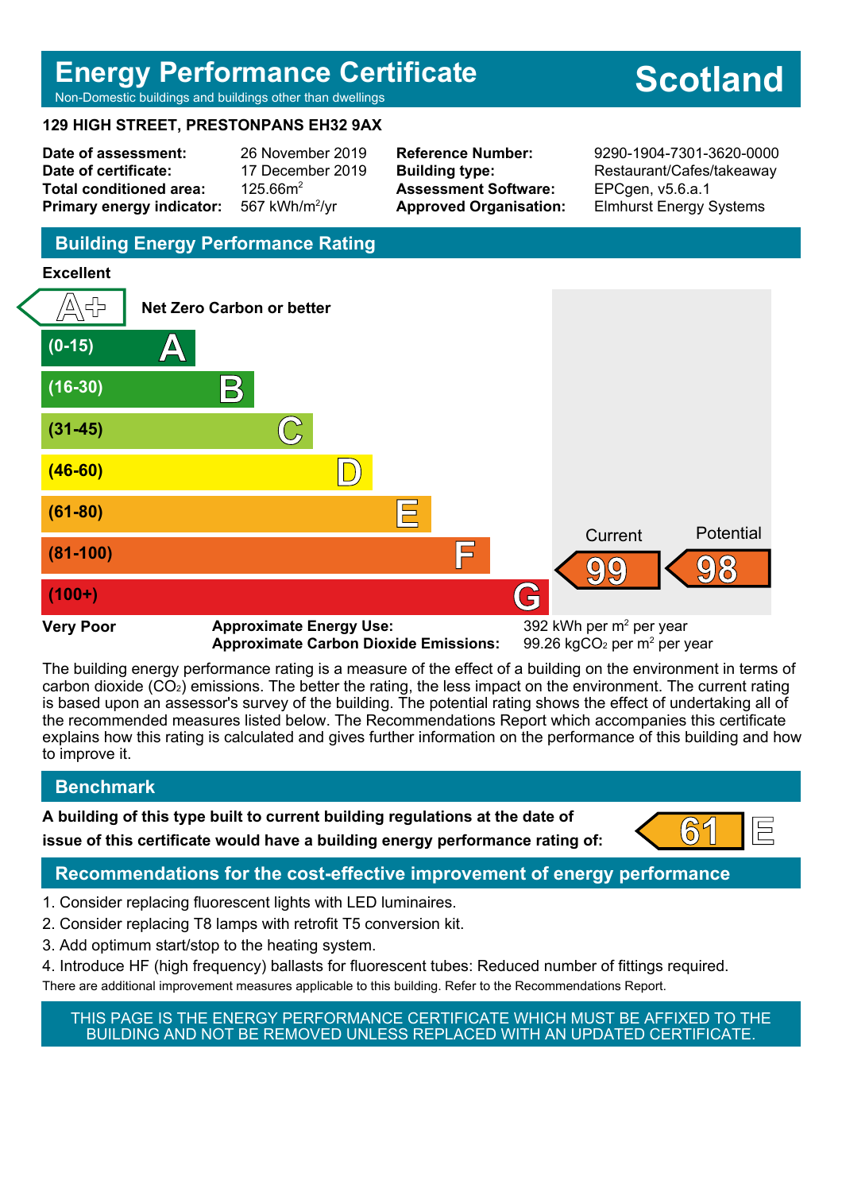# Energy Performance Certificate

Non-Domestic buildings and buildings other than dwellings

**Scotland**

**129 HIGH STREET, PRESTONPANS EH32 9AX**

| | | | |
|---|---|---|---|
| **Date of assessment:** | 26 November 2019 | **Reference Number:** | 9290-1904-7301-3620-0000 |
| **Date of certificate:** | 17 December 2019 | **Building type:** | Restaurant/Cafes/takeaway |
| **Total conditioned area:** | 125.66m$^2$ | **Assessment Software:** | EPCgen, v5.6.a.1 |
| **Primary energy indicator:** | 567 kWh/m$^2$/yr | **Approved Organisation:** | Elmhurst Energy Systems |

## Building Energy Performance Rating

**Excellent**

| Band | Rating |
|---|---|
| Net Zero Carbon or better | A+ |
| (0-15) | A |
| (16-30) | B |
| (31-45) | C |
| (46-60) | D |
| (61-80) | E |
| (81-100) | F |
| (100+) | G |

**Very Poor**

Current: 99 F

Potential: 98 F

**Approximate Energy Use:** 392 kWh per m$^2$ per year

**Approximate Carbon Dioxide Emissions:** 99.26 kg$CO_2$ per m$^2$ per year

The building energy performance rating is a measure of the effect of a building on the environment in terms of carbon dioxide ($CO_2$) emissions. The better the rating, the less impact on the environment. The current rating is based upon an assessor's survey of the building. The potential rating shows the effect of undertaking all of the recommended measures listed below. The Recommendations Report which accompanies this certificate explains how this rating is calculated and gives further information on the performance of this building and how to improve it.

## Benchmark

**A building of this type built to current building regulations at the date of issue of this certificate would have a building energy performance rating of:** 61 E

## Recommendations for the cost-effective improvement of energy performance

1. Consider replacing fluorescent lights with LED luminaires.
2. Consider replacing T8 lamps with retrofit T5 conversion kit.
3. Add optimum start/stop to the heating system.
4. Introduce HF (high frequency) ballasts for fluorescent tubes: Reduced number of fittings required.

There are additional improvement measures applicable to this building. Refer to the Recommendations Report.

THIS PAGE IS THE ENERGY PERFORMANCE CERTIFICATE WHICH MUST BE AFFIXED TO THE BUILDING AND NOT BE REMOVED UNLESS REPLACED WITH AN UPDATED CERTIFICATE.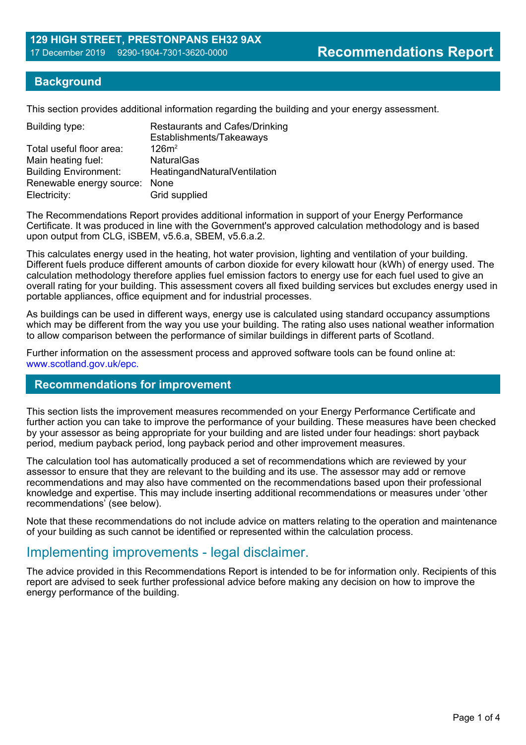**129 HIGH STREET, PRESTONPANS EH32 9AX**
17 December 2019 9290-1904-7301-3620-0000

# Recommendations Report

## Background

This section provides additional information regarding the building and your energy assessment.

| | |
|---|---|
| Building type: | Restaurants and Cafes/Drinking Establishments/Takeaways |
| Total useful floor area: | 126m$^2$ |
| Main heating fuel: | NaturalGas |
| Building Environment: | HeatingandNaturalVentilation |
| Renewable energy source: | None |
| Electricity: | Grid supplied |

The Recommendations Report provides additional information in support of your Energy Performance Certificate. It was produced in line with the Government's approved calculation methodology and is based upon output from CLG, iSBEM, v5.6.a, SBEM, v5.6.a.2.

This calculates energy used in the heating, hot water provision, lighting and ventilation of your building. Different fuels produce different amounts of carbon dioxide for every kilowatt hour (kWh) of energy used. The calculation methodology therefore applies fuel emission factors to energy use for each fuel used to give an overall rating for your building. This assessment covers all fixed building services but excludes energy used in portable appliances, office equipment and for industrial processes.

As buildings can be used in different ways, energy use is calculated using standard occupancy assumptions which may be different from the way you use your building. The rating also uses national weather information to allow comparison between the performance of similar buildings in different parts of Scotland.

Further information on the assessment process and approved software tools can be found online at: www.scotland.gov.uk/epc.

## Recommendations for improvement

This section lists the improvement measures recommended on your Energy Performance Certificate and further action you can take to improve the performance of your building. These measures have been checked by your assessor as being appropriate for your building and are listed under four headings: short payback period, medium payback period, long payback period and other improvement measures.

The calculation tool has automatically produced a set of recommendations which are reviewed by your assessor to ensure that they are relevant to the building and its use. The assessor may add or remove recommendations and may also have commented on the recommendations based upon their professional knowledge and expertise. This may include inserting additional recommendations or measures under 'other recommendations' (see below).

Note that these recommendations do not include advice on matters relating to the operation and maintenance of your building as such cannot be identified or represented within the calculation process.

## Implementing improvements - legal disclaimer.

The advice provided in this Recommendations Report is intended to be for information only. Recipients of this report are advised to seek further professional advice before making any decision on how to improve the energy performance of the building.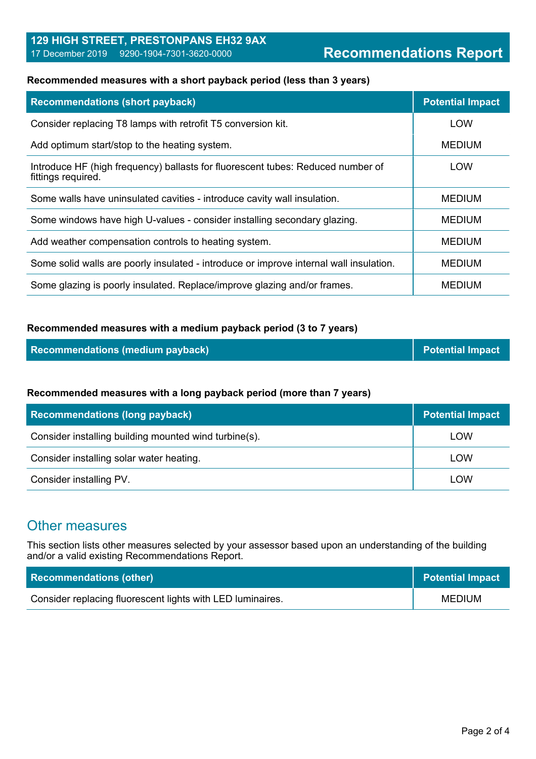**129 HIGH STREET, PRESTONPANS EH32 9AX**
17 December 2019 9290-1904-7301-3620-0000

# Recommendations Report

**Recommended measures with a short payback period (less than 3 years)**

| Recommendations (short payback) | Potential Impact |
|---|---|
| Consider replacing T8 lamps with retrofit T5 conversion kit. | LOW |
| Add optimum start/stop to the heating system. | MEDIUM |
| Introduce HF (high frequency) ballasts for fluorescent tubes: Reduced number of fittings required. | LOW |
| Some walls have uninsulated cavities - introduce cavity wall insulation. | MEDIUM |
| Some windows have high U-values - consider installing secondary glazing. | MEDIUM |
| Add weather compensation controls to heating system. | MEDIUM |
| Some solid walls are poorly insulated - introduce or improve internal wall insulation. | MEDIUM |
| Some glazing is poorly insulated. Replace/improve glazing and/or frames. | MEDIUM |

**Recommended measures with a medium payback period (3 to 7 years)**

| Recommendations (medium payback) | Potential Impact |
|---|---|

**Recommended measures with a long payback period (more than 7 years)**

| Recommendations (long payback) | Potential Impact |
|---|---|
| Consider installing building mounted wind turbine(s). | LOW |
| Consider installing solar water heating. | LOW |
| Consider installing PV. | LOW |

## Other measures

This section lists other measures selected by your assessor based upon an understanding of the building and/or a valid existing Recommendations Report.

| Recommendations (other) | Potential Impact |
|---|---|
| Consider replacing fluorescent lights with LED luminaires. | MEDIUM |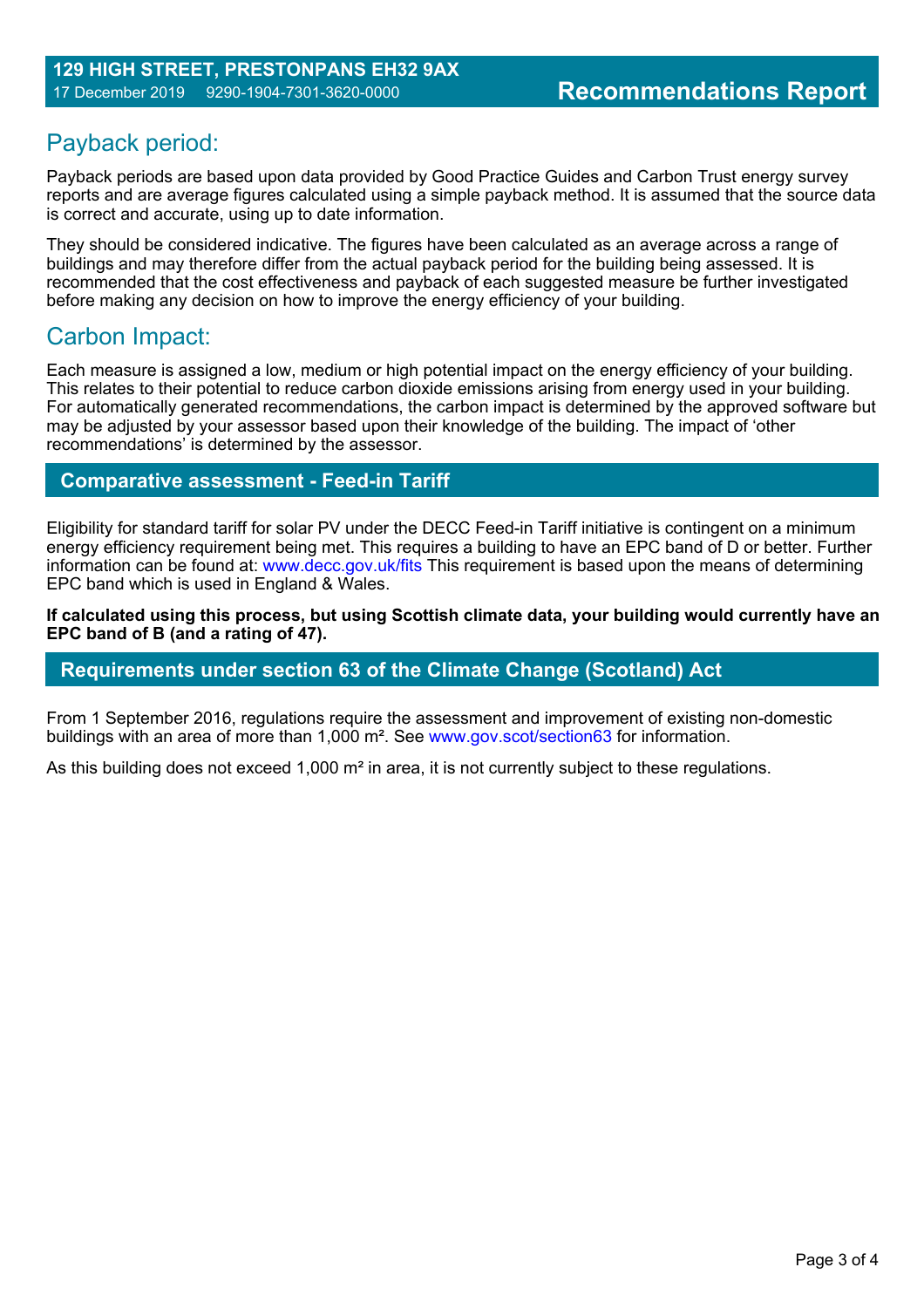## Payback period:

Payback periods are based upon data provided by Good Practice Guides and Carbon Trust energy survey reports and are average figures calculated using a simple payback method. It is assumed that the source data is correct and accurate, using up to date information.

They should be considered indicative. The figures have been calculated as an average across a range of buildings and may therefore differ from the actual payback period for the building being assessed. It is recommended that the cost effectiveness and payback of each suggested measure be further investigated before making any decision on how to improve the energy efficiency of your building.

## Carbon Impact:

Each measure is assigned a low, medium or high potential impact on the energy efficiency of your building. This relates to their potential to reduce carbon dioxide emissions arising from energy used in your building. For automatically generated recommendations, the carbon impact is determined by the approved software but may be adjusted by your assessor based upon their knowledge of the building. The impact of 'other recommendations' is determined by the assessor.

## Comparative assessment - Feed-in Tariff

Eligibility for standard tariff for solar PV under the DECC Feed-in Tariff initiative is contingent on a minimum energy efficiency requirement being met. This requires a building to have an EPC band of D or better. Further information can be found at: www.decc.gov.uk/fits This requirement is based upon the means of determining EPC band which is used in England & Wales.

**If calculated using this process, but using Scottish climate data, your building would currently have an EPC band of B (and a rating of 47).**

## Requirements under section 63 of the Climate Change (Scotland) Act

From 1 September 2016, regulations require the assessment and improvement of existing non-domestic buildings with an area of more than 1,000 m². See www.gov.scot/section63 for information.

As this building does not exceed 1,000 m² in area, it is not currently subject to these regulations.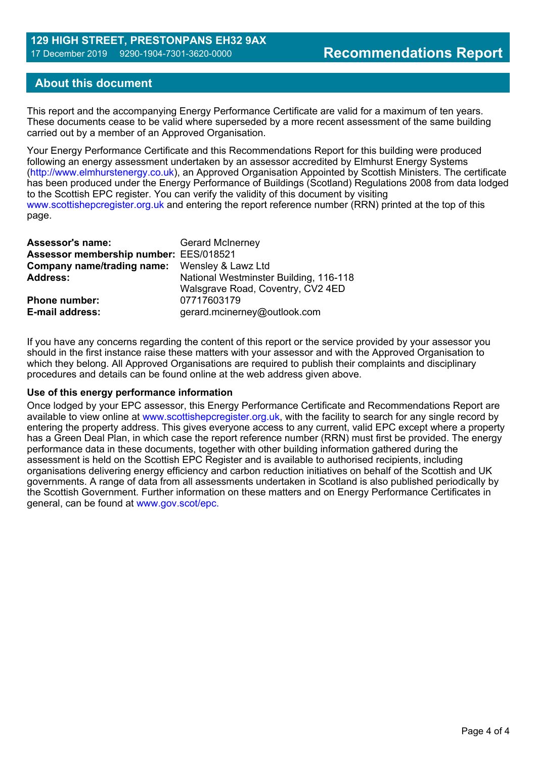## About this document

This report and the accompanying Energy Performance Certificate are valid for a maximum of ten years. These documents cease to be valid where superseded by a more recent assessment of the same building carried out by a member of an Approved Organisation.

Your Energy Performance Certificate and this Recommendations Report for this building were produced following an energy assessment undertaken by an assessor accredited by Elmhurst Energy Systems (http://www.elmhurstenergy.co.uk), an Approved Organisation Appointed by Scottish Ministers. The certificate has been produced under the Energy Performance of Buildings (Scotland) Regulations 2008 from data lodged to the Scottish EPC register. You can verify the validity of this document by visiting www.scottishepcregister.org.uk and entering the report reference number (RRN) printed at the top of this page.

| | |
|---|---|
| **Assessor's name:** | Gerard McInerney |
| **Assessor membership number:** | EES/018521 |
| **Company name/trading name:** | Wensley & Lawz Ltd |
| **Address:** | National Westminster Building, 116-118 Walsgrave Road, Coventry, CV2 4ED |
| **Phone number:** | 07717603179 |
| **E-mail address:** | gerard.mcinerney@outlook.com |

If you have any concerns regarding the content of this report or the service provided by your assessor you should in the first instance raise these matters with your assessor and with the Approved Organisation to which they belong. All Approved Organisations are required to publish their complaints and disciplinary procedures and details can be found online at the web address given above.

### Use of this energy performance information

Once lodged by your EPC assessor, this Energy Performance Certificate and Recommendations Report are available to view online at www.scottishepcregister.org.uk, with the facility to search for any single record by entering the property address. This gives everyone access to any current, valid EPC except where a property has a Green Deal Plan, in which case the report reference number (RRN) must first be provided. The energy performance data in these documents, together with other building information gathered during the assessment is held on the Scottish EPC Register and is available to authorised recipients, including organisations delivering energy efficiency and carbon reduction initiatives on behalf of the Scottish and UK governments. A range of data from all assessments undertaken in Scotland is also published periodically by the Scottish Government. Further information on these matters and on Energy Performance Certificates in general, can be found at www.gov.scot/epc.